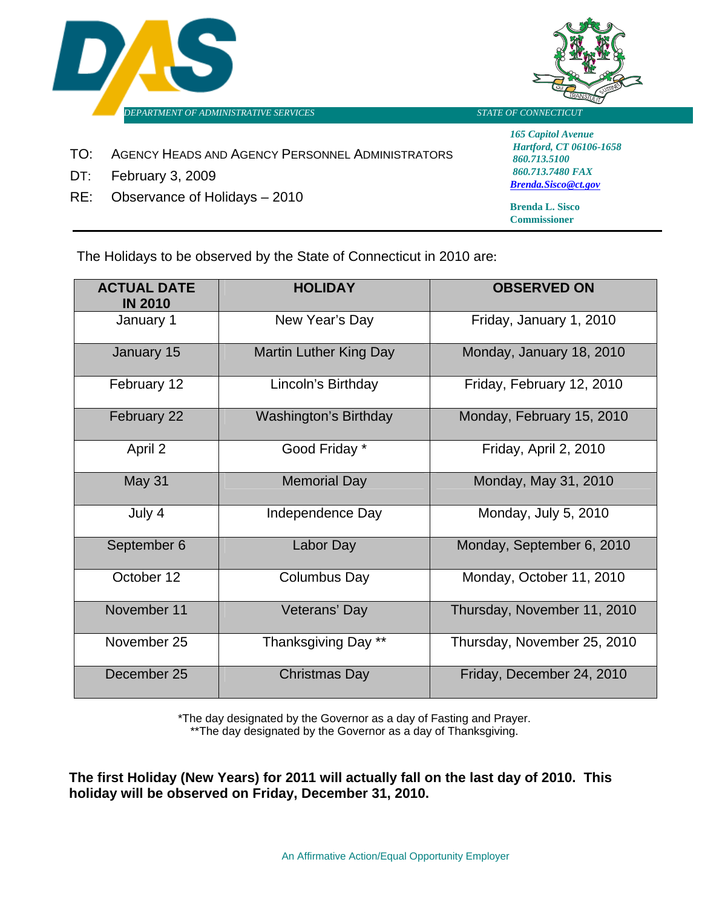DEPARTMENT OF ADMINISTRATIVE SERVICES

STATE OF CONNECTICUT

*165 Capitol Avenue*
*Hartford, CT 06106-1658*
*860.713.5100*
*860.713.7480 FAX*
*Brenda.Sisco@ct.gov*

**Brenda L. Sisco**
**Commissioner**

TO: AGENCY HEADS AND AGENCY PERSONNEL ADMINISTRATORS

DT: February 3, 2009

RE: Observance of Holidays – 2010

---

The Holidays to be observed by the State of Connecticut in 2010 are:

| ACTUAL DATE IN 2010 | HOLIDAY | OBSERVED ON |
|---|---|---|
| January 1 | New Year's Day | Friday, January 1, 2010 |
| January 15 | Martin Luther King Day | Monday, January 18, 2010 |
| February 12 | Lincoln's Birthday | Friday, February 12, 2010 |
| February 22 | Washington's Birthday | Monday, February 15, 2010 |
| April 2 | Good Friday * | Friday, April 2, 2010 |
| May 31 | Memorial Day | Monday, May 31, 2010 |
| July 4 | Independence Day | Monday, July 5, 2010 |
| September 6 | Labor Day | Monday, September 6, 2010 |
| October 12 | Columbus Day | Monday, October 11, 2010 |
| November 11 | Veterans' Day | Thursday, November 11, 2010 |
| November 25 | Thanksgiving Day ** | Thursday, November 25, 2010 |
| December 25 | Christmas Day | Friday, December 24, 2010 |

*The day designated by the Governor as a day of Fasting and Prayer.
**The day designated by the Governor as a day of Thanksgiving.

**The first Holiday (New Years) for 2011 will actually fall on the last day of 2010. This holiday will be observed on Friday, December 31, 2010.**

An Affirmative Action/Equal Opportunity Employer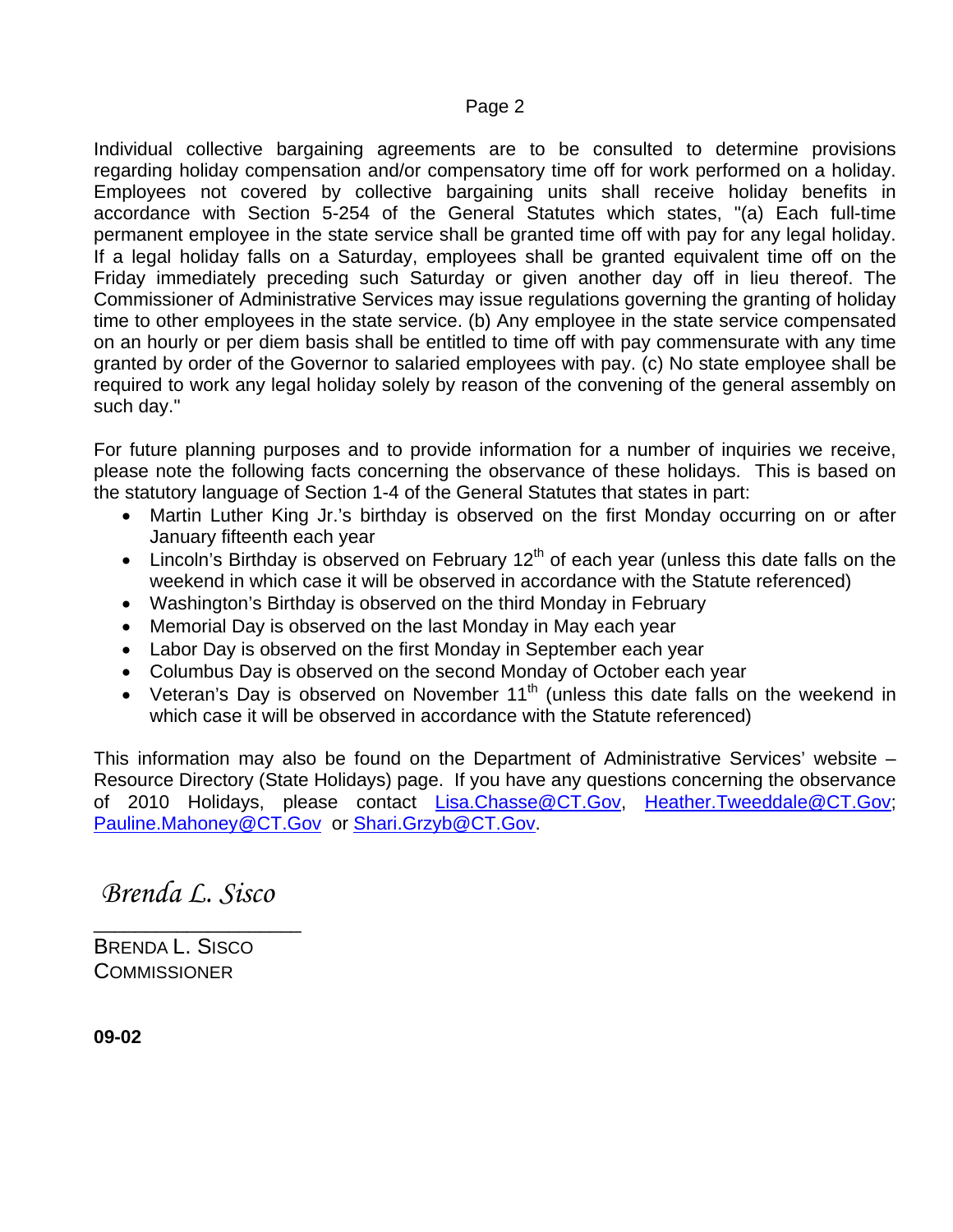Individual collective bargaining agreements are to be consulted to determine provisions regarding holiday compensation and/or compensatory time off for work performed on a holiday. Employees not covered by collective bargaining units shall receive holiday benefits in accordance with Section 5-254 of the General Statutes which states, "(a) Each full-time permanent employee in the state service shall be granted time off with pay for any legal holiday. If a legal holiday falls on a Saturday, employees shall be granted equivalent time off on the Friday immediately preceding such Saturday or given another day off in lieu thereof. The Commissioner of Administrative Services may issue regulations governing the granting of holiday time to other employees in the state service. (b) Any employee in the state service compensated on an hourly or per diem basis shall be entitled to time off with pay commensurate with any time granted by order of the Governor to salaried employees with pay. (c) No state employee shall be required to work any legal holiday solely by reason of the convening of the general assembly on such day."

For future planning purposes and to provide information for a number of inquiries we receive, please note the following facts concerning the observance of these holidays. This is based on the statutory language of Section 1-4 of the General Statutes that states in part:

- Martin Luther King Jr.'s birthday is observed on the first Monday occurring on or after January fifteenth each year
- Lincoln's Birthday is observed on February 12th of each year (unless this date falls on the weekend in which case it will be observed in accordance with the Statute referenced)
- Washington's Birthday is observed on the third Monday in February
- Memorial Day is observed on the last Monday in May each year
- Labor Day is observed on the first Monday in September each year
- Columbus Day is observed on the second Monday of October each year
- Veteran's Day is observed on November 11th (unless this date falls on the weekend in which case it will be observed in accordance with the Statute referenced)

This information may also be found on the Department of Administrative Services' website – Resource Directory (State Holidays) page. If you have any questions concerning the observance of 2010 Holidays, please contact Lisa.Chasse@CT.Gov, Heather.Tweeddale@CT.Gov; Pauline.Mahoney@CT.Gov or Shari.Grzyb@CT.Gov.

*Brenda L. Sisco*

BRENDA L. SISCO
COMMISSIONER

**09-02**